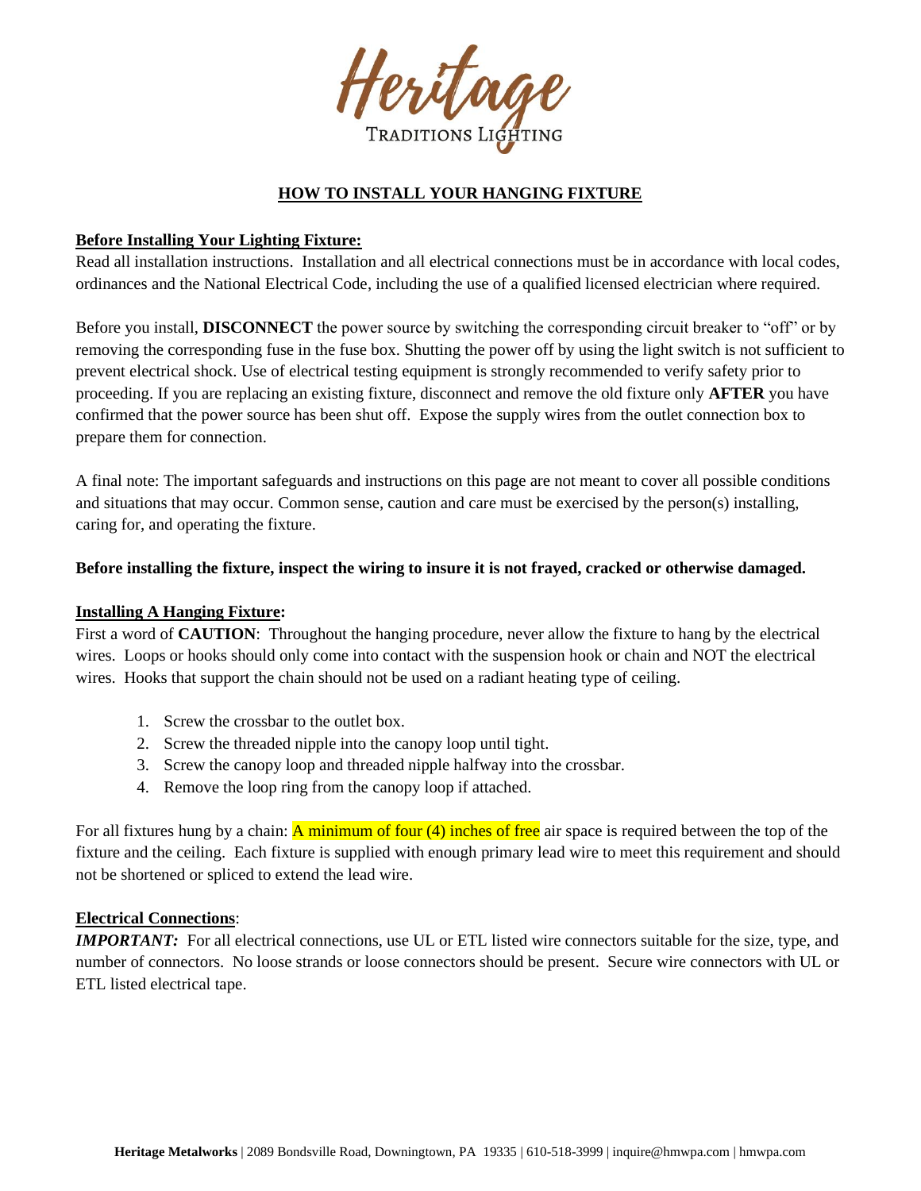# Heritage

TRADITIONS LIGHTING

## HOW TO INSTALL YOUR HANGING FIXTURE

### Before Installing Your Lighting Fixture:

Read all installation instructions. Installation and all electrical connections must be in accordance with local codes, ordinances and the National Electrical Code, including the use of a qualified licensed electrician where required.

Before you install, **DISCONNECT** the power source by switching the corresponding circuit breaker to "off" or by removing the corresponding fuse in the fuse box. Shutting the power off by using the light switch is not sufficient to prevent electrical shock. Use of electrical testing equipment is strongly recommended to verify safety prior to proceeding. If you are replacing an existing fixture, disconnect and remove the old fixture only **AFTER** you have confirmed that the power source has been shut off. Expose the supply wires from the outlet connection box to prepare them for connection.

A final note: The important safeguards and instructions on this page are not meant to cover all possible conditions and situations that may occur. Common sense, caution and care must be exercised by the person(s) installing, caring for, and operating the fixture.

**Before installing the fixture, inspect the wiring to insure it is not frayed, cracked or otherwise damaged.**

### Installing A Hanging Fixture:

First a word of **CAUTION**: Throughout the hanging procedure, never allow the fixture to hang by the electrical wires. Loops or hooks should only come into contact with the suspension hook or chain and NOT the electrical wires. Hooks that support the chain should not be used on a radiant heating type of ceiling.

1. Screw the crossbar to the outlet box.
2. Screw the threaded nipple into the canopy loop until tight.
3. Screw the canopy loop and threaded nipple halfway into the crossbar.
4. Remove the loop ring from the canopy loop if attached.

For all fixtures hung by a chain: A minimum of four (4) inches of free air space is required between the top of the fixture and the ceiling. Each fixture is supplied with enough primary lead wire to meet this requirement and should not be shortened or spliced to extend the lead wire.

### Electrical Connections:

***IMPORTANT:*** For all electrical connections, use UL or ETL listed wire connectors suitable for the size, type, and number of connectors. No loose strands or loose connectors should be present. Secure wire connectors with UL or ETL listed electrical tape.

**Heritage Metalworks** | 2089 Bondsville Road, Downingtown, PA 19335 | 610-518-3999 | inquire@hmwpa.com | hmwpa.com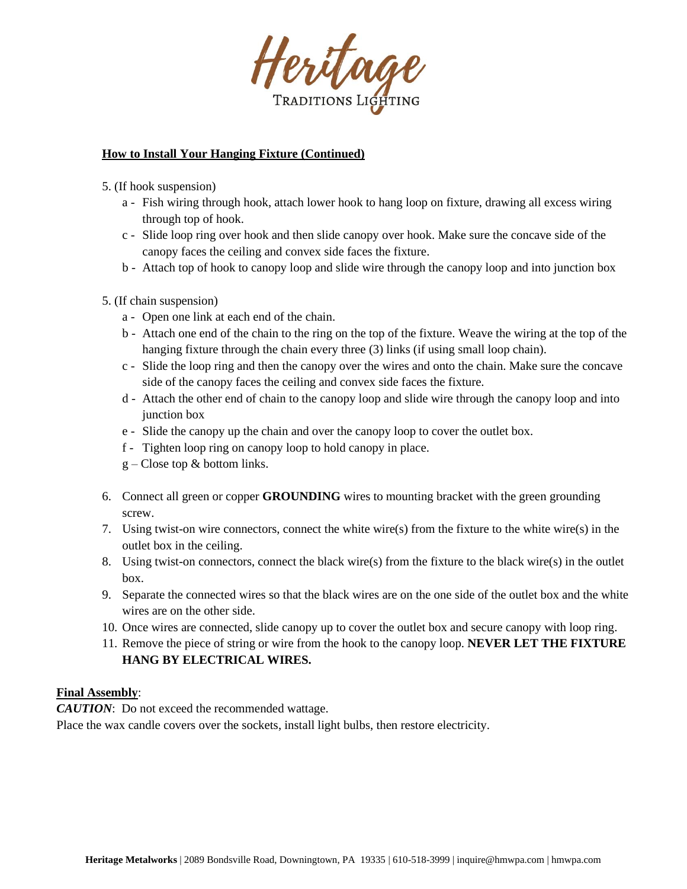Heritage
TRADITIONS LIGHTING

**How to Install Your Hanging Fixture (Continued)**

5. (If hook suspension)
   - a - Fish wiring through hook, attach lower hook to hang loop on fixture, drawing all excess wiring through top of hook.
   - c - Slide loop ring over hook and then slide canopy over hook. Make sure the concave side of the canopy faces the ceiling and convex side faces the fixture.
   - b - Attach top of hook to canopy loop and slide wire through the canopy loop and into junction box

5. (If chain suspension)
   - a - Open one link at each end of the chain.
   - b - Attach one end of the chain to the ring on the top of the fixture. Weave the wiring at the top of the hanging fixture through the chain every three (3) links (if using small loop chain).
   - c - Slide the loop ring and then the canopy over the wires and onto the chain. Make sure the concave side of the canopy faces the ceiling and convex side faces the fixture.
   - d - Attach the other end of chain to the canopy loop and slide wire through the canopy loop and into junction box
   - e - Slide the canopy up the chain and over the canopy loop to cover the outlet box.
   - f - Tighten loop ring on canopy loop to hold canopy in place.
   - g – Close top & bottom links.

6. Connect all green or copper **GROUNDING** wires to mounting bracket with the green grounding screw.
7. Using twist-on wire connectors, connect the white wire(s) from the fixture to the white wire(s) in the outlet box in the ceiling.
8. Using twist-on connectors, connect the black wire(s) from the fixture to the black wire(s) in the outlet box.
9. Separate the connected wires so that the black wires are on the one side of the outlet box and the white wires are on the other side.
10. Once wires are connected, slide canopy up to cover the outlet box and secure canopy with loop ring.
11. Remove the piece of string or wire from the hook to the canopy loop. **NEVER LET THE FIXTURE HANG BY ELECTRICAL WIRES.**

**Final Assembly**:

***CAUTION***: Do not exceed the recommended wattage.

Place the wax candle covers over the sockets, install light bulbs, then restore electricity.

**Heritage Metalworks** | 2089 Bondsville Road, Downingtown, PA 19335 | 610-518-3999 | inquire@hmwpa.com | hmwpa.com